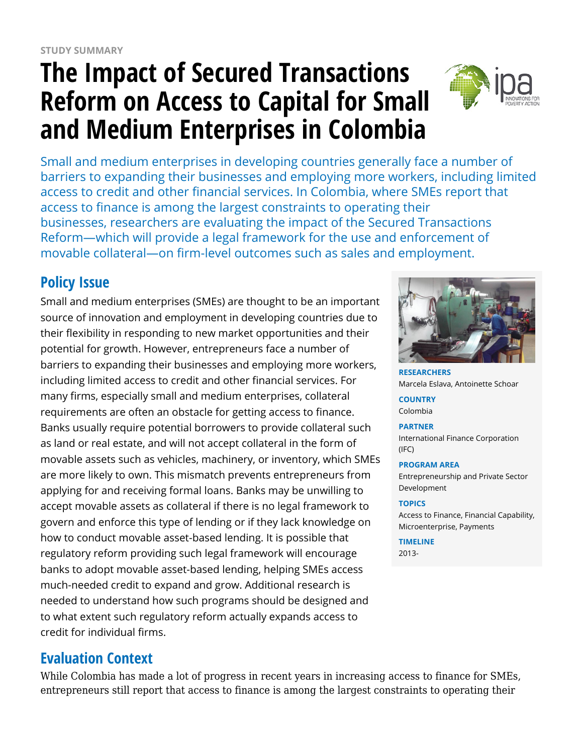STUDY SUMMARY

# The Impact of Secured Transactions Reform on Access to Capital for Small and Medium Enterprises in Colombia

Small and medium enterprises in developing countries generally face a number of barriers to expanding their businesses and employing more workers, including limited access to credit and other financial services. In Colombia, where SMEs report that access to finance is among the largest constraints to operating their businesses, researchers are evaluating the impact of the Secured Transactions Reform—which will provide a legal framework for the use and enforcement of movable collateral—on firm-level outcomes such as sales and employment.

## Policy Issue

Small and medium enterprises (SMEs) are thought to be an important source of innovation and employment in developing countries due to their flexibility in responding to new market opportunities and their potential for growth. However, entrepreneurs face a number of barriers to expanding their businesses and employing more workers, including limited access to credit and other financial services. For many firms, especially small and medium enterprises, collateral requirements are often an obstacle for getting access to finance. Banks usually require potential borrowers to provide collateral such as land or real estate, and will not accept collateral in the form of movable assets such as vehicles, machinery, or inventory, which SMEs are more likely to own. This mismatch prevents entrepreneurs from applying for and receiving formal loans. Banks may be unwilling to accept movable assets as collateral if there is no legal framework to govern and enforce this type of lending or if they lack knowledge on how to conduct movable asset-based lending. It is possible that regulatory reform providing such legal framework will encourage banks to adopt movable asset-based lending, helping SMEs access much-needed credit to expand and grow. Additional research is needed to understand how such programs should be designed and to what extent such regulatory reform actually expands access to credit for individual firms.

**RESEARCHERS**
Marcela Eslava, Antoinette Schoar

**COUNTRY**
Colombia

**PARTNER**
International Finance Corporation (IFC)

**PROGRAM AREA**
Entrepreneurship and Private Sector Development

**TOPICS**
Access to Finance, Financial Capability, Microenterprise, Payments

**TIMELINE**
2013-

## Evaluation Context

While Colombia has made a lot of progress in recent years in increasing access to finance for SMEs, entrepreneurs still report that access to finance is among the largest constraints to operating their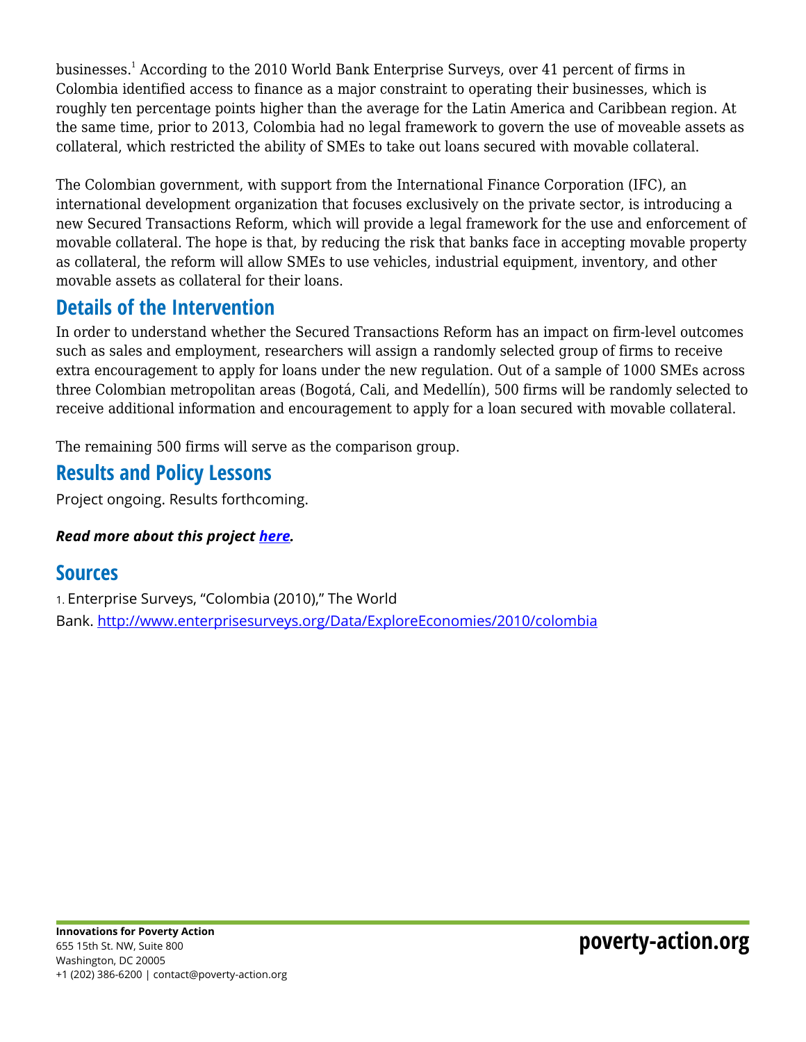businesses.[1] According to the 2010 World Bank Enterprise Surveys, over 41 percent of firms in Colombia identified access to finance as a major constraint to operating their businesses, which is roughly ten percentage points higher than the average for the Latin America and Caribbean region. At the same time, prior to 2013, Colombia had no legal framework to govern the use of moveable assets as collateral, which restricted the ability of SMEs to take out loans secured with movable collateral.

The Colombian government, with support from the International Finance Corporation (IFC), an international development organization that focuses exclusively on the private sector, is introducing a new Secured Transactions Reform, which will provide a legal framework for the use and enforcement of movable collateral. The hope is that, by reducing the risk that banks face in accepting movable property as collateral, the reform will allow SMEs to use vehicles, industrial equipment, inventory, and other movable assets as collateral for their loans.

## Details of the Intervention

In order to understand whether the Secured Transactions Reform has an impact on firm-level outcomes such as sales and employment, researchers will assign a randomly selected group of firms to receive extra encouragement to apply for loans under the new regulation. Out of a sample of 1000 SMEs across three Colombian metropolitan areas (Bogotá, Cali, and Medellín), 500 firms will be randomly selected to receive additional information and encouragement to apply for a loan secured with movable collateral.

The remaining 500 firms will serve as the comparison group.

## Results and Policy Lessons

Project ongoing. Results forthcoming.

***Read more about this project [here](#).***

## Sources

1. Enterprise Surveys, "Colombia (2010)," The World Bank. http://www.enterprisesurveys.org/Data/ExploreEconomies/2010/colombia